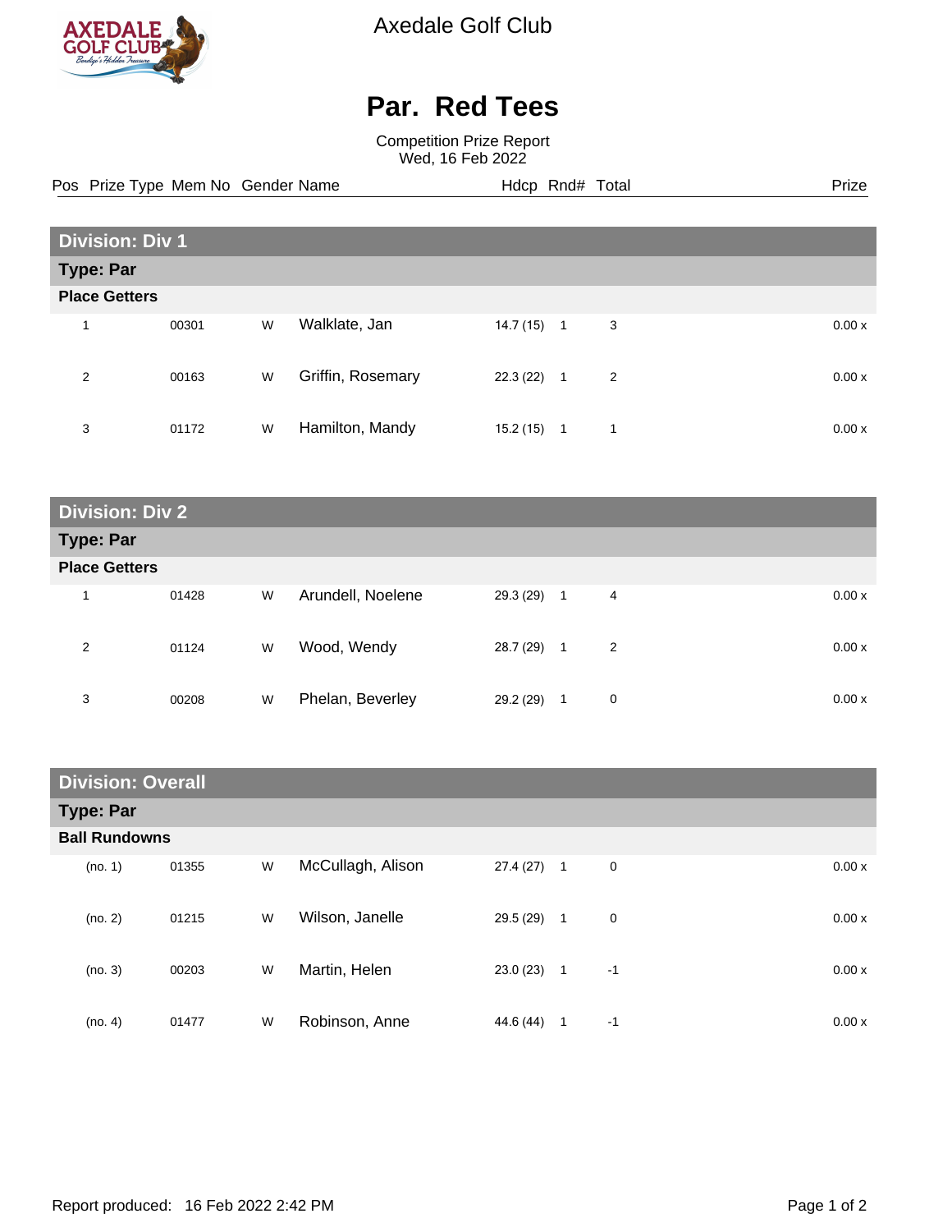# Axedale Golf Club

## Par. Red Tees

Competition Prize Report
Wed, 16 Feb 2022

| Pos | Prize Type | Mem No | Gender | Name | Hdcp | Rnd# | Total | Prize |
|---|---|---|---|---|---|---|---|---|
| **Division: Div 1** | | | | | | | | |
| **Type: Par** | | | | | | | | |
| **Place Getters** | | | | | | | | |
| 1 | | 00301 | W | Walklate, Jan | 14.7 (15) | 1 | 3 | 0.00 x |
| 2 | | 00163 | W | Griffin, Rosemary | 22.3 (22) | 1 | 2 | 0.00 x |
| 3 | | 01172 | W | Hamilton, Mandy | 15.2 (15) | 1 | 1 | 0.00 x |
| **Division: Div 2** | | | | | | | | |
| **Type: Par** | | | | | | | | |
| **Place Getters** | | | | | | | | |
| 1 | | 01428 | W | Arundell, Noelene | 29.3 (29) | 1 | 4 | 0.00 x |
| 2 | | 01124 | W | Wood, Wendy | 28.7 (29) | 1 | 2 | 0.00 x |
| 3 | | 00208 | W | Phelan, Beverley | 29.2 (29) | 1 | 0 | 0.00 x |
| **Division: Overall** | | | | | | | | |
| **Type: Par** | | | | | | | | |
| **Ball Rundowns** | | | | | | | | |
| (no. 1) | | 01355 | W | McCullagh, Alison | 27.4 (27) | 1 | 0 | 0.00 x |
| (no. 2) | | 01215 | W | Wilson, Janelle | 29.5 (29) | 1 | 0 | 0.00 x |
| (no. 3) | | 00203 | W | Martin, Helen | 23.0 (23) | 1 | -1 | 0.00 x |
| (no. 4) | | 01477 | W | Robinson, Anne | 44.6 (44) | 1 | -1 | 0.00 x |

Report produced: 16 Feb 2022 2:42 PM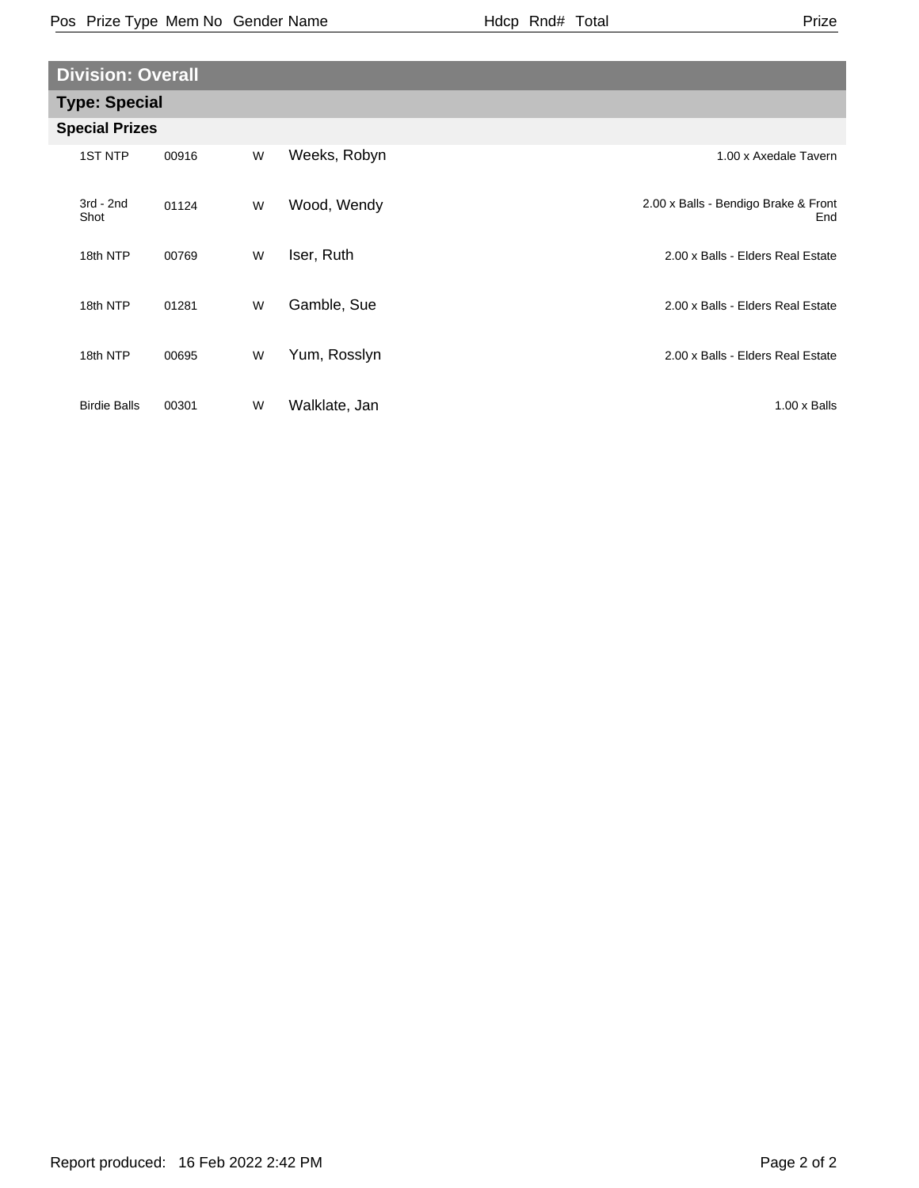| Pos | Prize Type | Mem No | Gender | Name | Hdcp | Rnd# | Total | Prize |
|---|---|---|---|---|---|---|---|---|

## Division: Overall

### Type: Special

**Special Prizes**

| Prize Type | Mem No | Gender | Name | Prize |
|---|---|---|---|---|
| 1ST NTP | 00916 | W | Weeks, Robyn | 1.00 x Axedale Tavern |
| 3rd - 2nd Shot | 01124 | W | Wood, Wendy | 2.00 x Balls - Bendigo Brake & Front End |
| 18th NTP | 00769 | W | Iser, Ruth | 2.00 x Balls - Elders Real Estate |
| 18th NTP | 01281 | W | Gamble, Sue | 2.00 x Balls - Elders Real Estate |
| 18th NTP | 00695 | W | Yum, Rosslyn | 2.00 x Balls - Elders Real Estate |
| Birdie Balls | 00301 | W | Walklate, Jan | 1.00 x Balls |

Report produced: 16 Feb 2022 2:42 PM